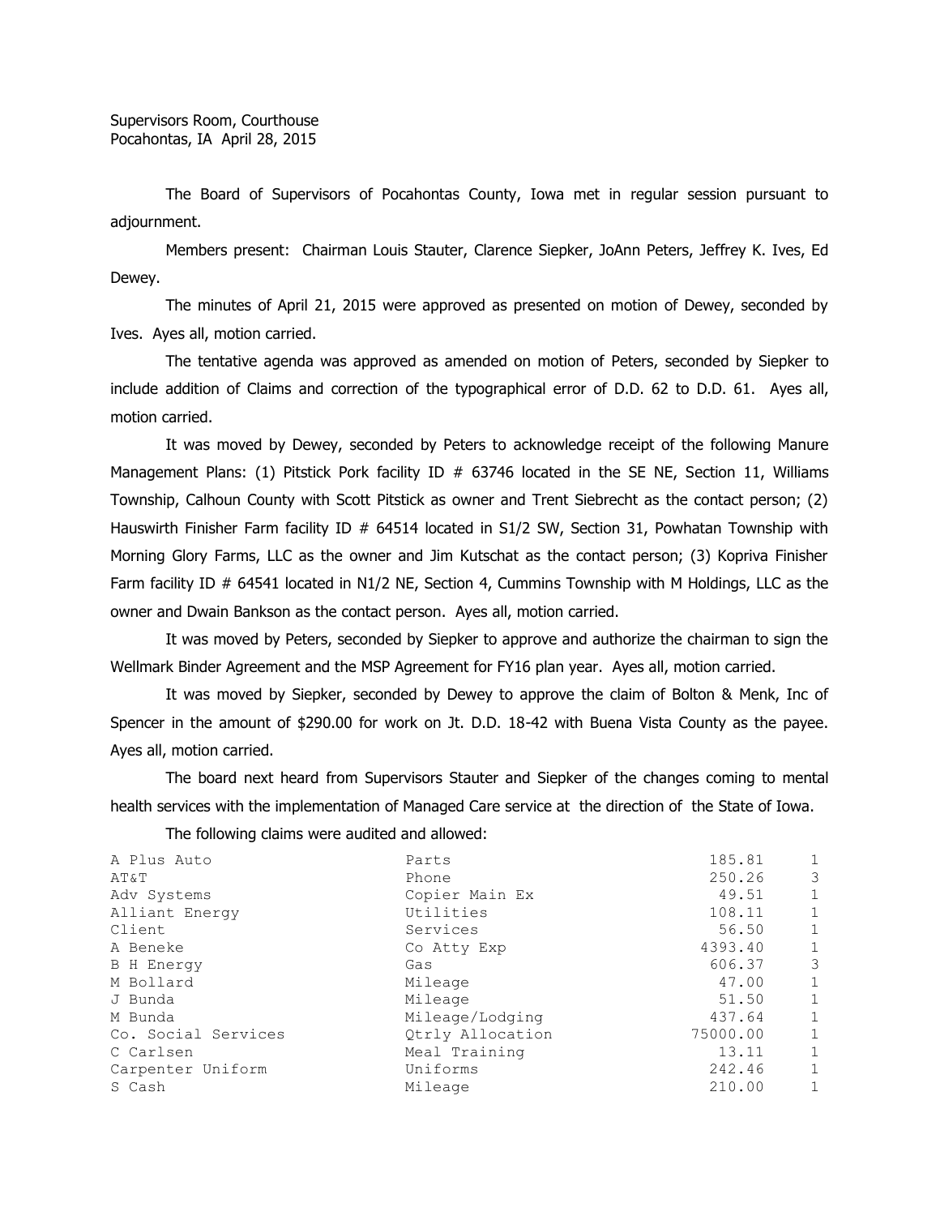Supervisors Room, Courthouse
Pocahontas, IA April 28, 2015

The Board of Supervisors of Pocahontas County, Iowa met in regular session pursuant to adjournment.

Members present: Chairman Louis Stauter, Clarence Siepker, JoAnn Peters, Jeffrey K. Ives, Ed Dewey.

The minutes of April 21, 2015 were approved as presented on motion of Dewey, seconded by Ives. Ayes all, motion carried.

The tentative agenda was approved as amended on motion of Peters, seconded by Siepker to include addition of Claims and correction of the typographical error of D.D. 62 to D.D. 61. Ayes all, motion carried.

It was moved by Dewey, seconded by Peters to acknowledge receipt of the following Manure Management Plans: (1) Pitstick Pork facility ID # 63746 located in the SE NE, Section 11, Williams Township, Calhoun County with Scott Pitstick as owner and Trent Siebrecht as the contact person; (2) Hauswirth Finisher Farm facility ID # 64514 located in S1/2 SW, Section 31, Powhatan Township with Morning Glory Farms, LLC as the owner and Jim Kutschat as the contact person; (3) Kopriva Finisher Farm facility ID # 64541 located in N1/2 NE, Section 4, Cummins Township with M Holdings, LLC as the owner and Dwain Bankson as the contact person. Ayes all, motion carried.

It was moved by Peters, seconded by Siepker to approve and authorize the chairman to sign the Wellmark Binder Agreement and the MSP Agreement for FY16 plan year. Ayes all, motion carried.

It was moved by Siepker, seconded by Dewey to approve the claim of Bolton & Menk, Inc of Spencer in the amount of $290.00 for work on Jt. D.D. 18-42 with Buena Vista County as the payee. Ayes all, motion carried.

The board next heard from Supervisors Stauter and Siepker of the changes coming to mental health services with the implementation of Managed Care service at the direction of the State of Iowa.

The following claims were audited and allowed:

| | | | |
|---|---|---|---|
| A Plus Auto | Parts | 185.81 | 1 |
| AT&T | Phone | 250.26 | 3 |
| Adv Systems | Copier Main Ex | 49.51 | 1 |
| Alliant Energy | Utilities | 108.11 | 1 |
| Client | Services | 56.50 | 1 |
| A Beneke | Co Atty Exp | 4393.40 | 1 |
| B H Energy | Gas | 606.37 | 3 |
| M Bollard | Mileage | 47.00 | 1 |
| J Bunda | Mileage | 51.50 | 1 |
| M Bunda | Mileage/Lodging | 437.64 | 1 |
| Co. Social Services | Qtrly Allocation | 75000.00 | 1 |
| C Carlsen | Meal Training | 13.11 | 1 |
| Carpenter Uniform | Uniforms | 242.46 | 1 |
| S Cash | Mileage | 210.00 | 1 |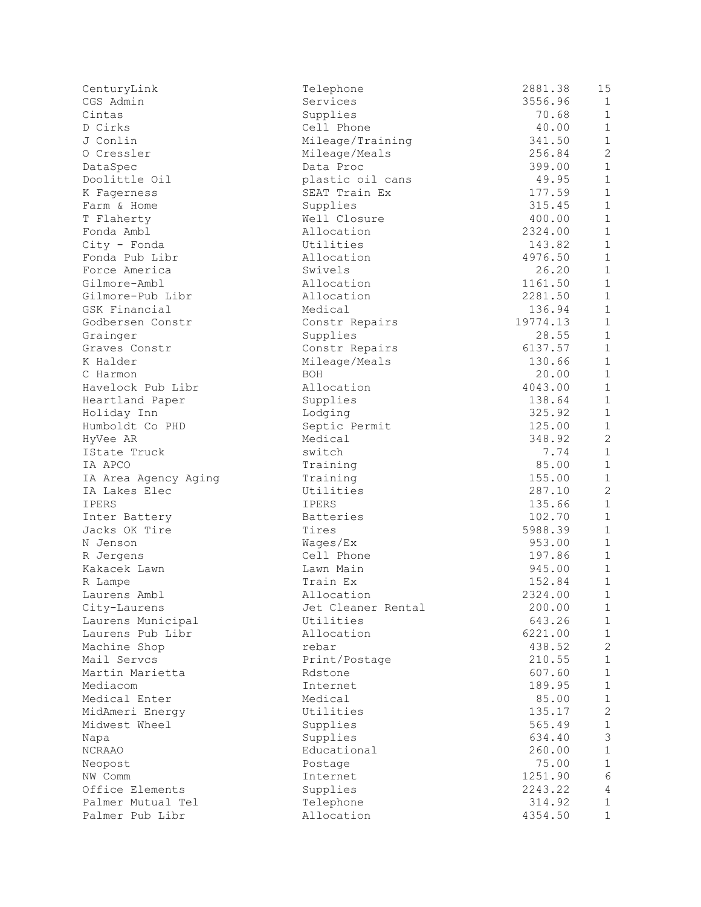| | | | |
|---|---|---|---|
| CenturyLink | Telephone | 2881.38 | 15 |
| CGS Admin | Services | 3556.96 | 1 |
| Cintas | Supplies | 70.68 | 1 |
| D Cirks | Cell Phone | 40.00 | 1 |
| J Conlin | Mileage/Training | 341.50 | 1 |
| O Cressler | Mileage/Meals | 256.84 | 2 |
| DataSpec | Data Proc | 399.00 | 1 |
| Doolittle Oil | plastic oil cans | 49.95 | 1 |
| K Fagerness | SEAT Train Ex | 177.59 | 1 |
| Farm & Home | Supplies | 315.45 | 1 |
| T Flaherty | Well Closure | 400.00 | 1 |
| Fonda Ambl | Allocation | 2324.00 | 1 |
| City - Fonda | Utilities | 143.82 | 1 |
| Fonda Pub Libr | Allocation | 4976.50 | 1 |
| Force America | Swivels | 26.20 | 1 |
| Gilmore-Ambl | Allocation | 1161.50 | 1 |
| Gilmore-Pub Libr | Allocation | 2281.50 | 1 |
| GSK Financial | Medical | 136.94 | 1 |
| Godbersen Constr | Constr Repairs | 19774.13 | 1 |
| Grainger | Supplies | 28.55 | 1 |
| Graves Constr | Constr Repairs | 6137.57 | 1 |
| K Halder | Mileage/Meals | 130.66 | 1 |
| C Harmon | BOH | 20.00 | 1 |
| Havelock Pub Libr | Allocation | 4043.00 | 1 |
| Heartland Paper | Supplies | 138.64 | 1 |
| Holiday Inn | Lodging | 325.92 | 1 |
| Humboldt Co PHD | Septic Permit | 125.00 | 1 |
| HyVee AR | Medical | 348.92 | 2 |
| IState Truck | switch | 7.74 | 1 |
| IA APCO | Training | 85.00 | 1 |
| IA Area Agency Aging | Training | 155.00 | 1 |
| IA Lakes Elec | Utilities | 287.10 | 2 |
| IPERS | IPERS | 135.66 | 1 |
| Inter Battery | Batteries | 102.70 | 1 |
| Jacks OK Tire | Tires | 5988.39 | 1 |
| N Jenson | Wages/Ex | 953.00 | 1 |
| R Jergens | Cell Phone | 197.86 | 1 |
| Kakacek Lawn | Lawn Main | 945.00 | 1 |
| R Lampe | Train Ex | 152.84 | 1 |
| Laurens Ambl | Allocation | 2324.00 | 1 |
| City-Laurens | Jet Cleaner Rental | 200.00 | 1 |
| Laurens Municipal | Utilities | 643.26 | 1 |
| Laurens Pub Libr | Allocation | 6221.00 | 1 |
| Machine Shop | rebar | 438.52 | 2 |
| Mail Servcs | Print/Postage | 210.55 | 1 |
| Martin Marietta | Rdstone | 607.60 | 1 |
| Mediacom | Internet | 189.95 | 1 |
| Medical Enter | Medical | 85.00 | 1 |
| MidAmeri Energy | Utilities | 135.17 | 2 |
| Midwest Wheel | Supplies | 565.49 | 1 |
| Napa | Supplies | 634.40 | 3 |
| NCRAAO | Educational | 260.00 | 1 |
| Neopost | Postage | 75.00 | 1 |
| NW Comm | Internet | 1251.90 | 6 |
| Office Elements | Supplies | 2243.22 | 4 |
| Palmer Mutual Tel | Telephone | 314.92 | 1 |
| Palmer Pub Libr | Allocation | 4354.50 | 1 |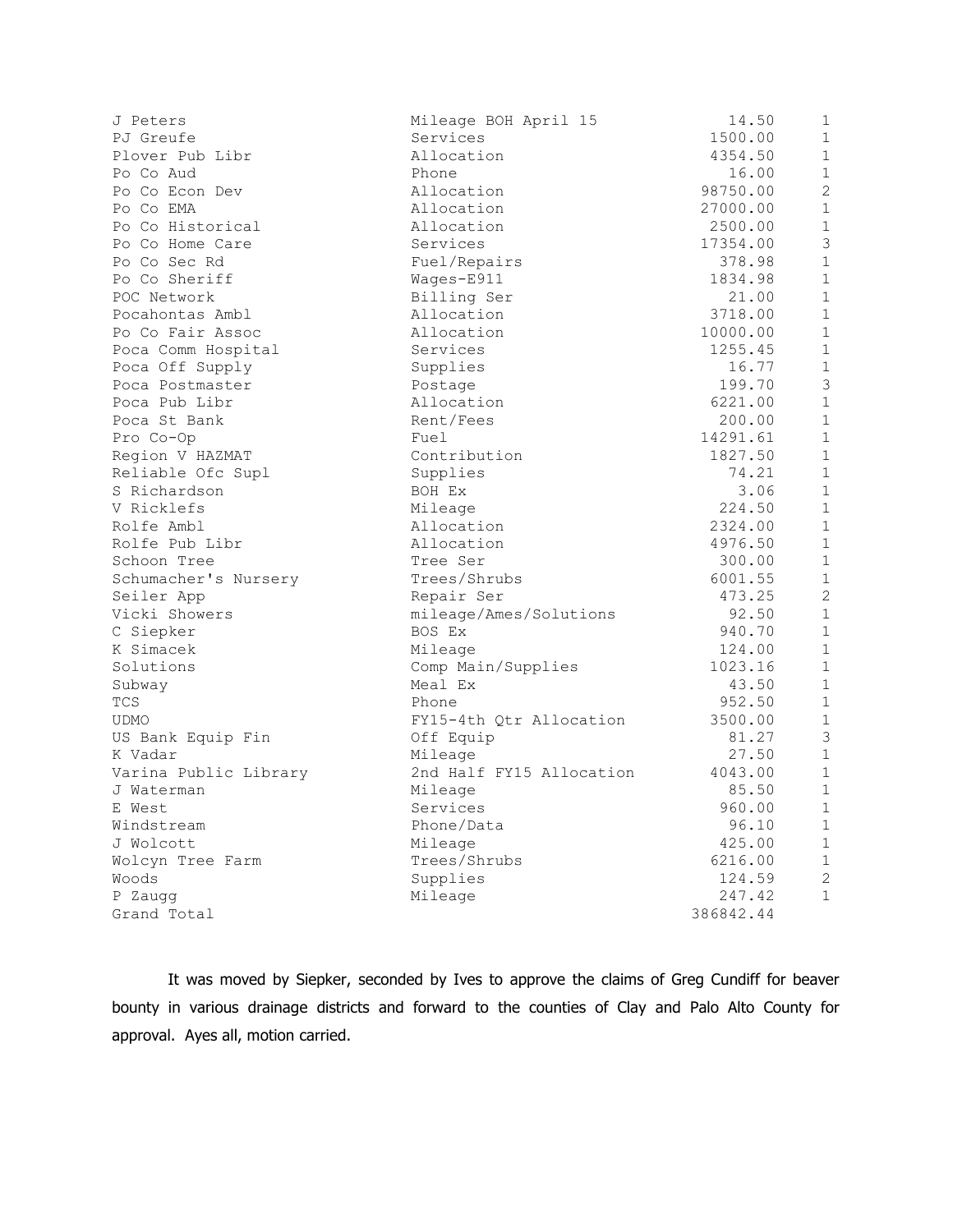| | | | |
|---|---|---|---|
| J Peters | Mileage BOH April 15 | 14.50 | 1 |
| PJ Greufe | Services | 1500.00 | 1 |
| Plover Pub Libr | Allocation | 4354.50 | 1 |
| Po Co Aud | Phone | 16.00 | 1 |
| Po Co Econ Dev | Allocation | 98750.00 | 2 |
| Po Co EMA | Allocation | 27000.00 | 1 |
| Po Co Historical | Allocation | 2500.00 | 1 |
| Po Co Home Care | Services | 17354.00 | 3 |
| Po Co Sec Rd | Fuel/Repairs | 378.98 | 1 |
| Po Co Sheriff | Wages-E911 | 1834.98 | 1 |
| POC Network | Billing Ser | 21.00 | 1 |
| Pocahontas Ambl | Allocation | 3718.00 | 1 |
| Po Co Fair Assoc | Allocation | 10000.00 | 1 |
| Poca Comm Hospital | Services | 1255.45 | 1 |
| Poca Off Supply | Supplies | 16.77 | 1 |
| Poca Postmaster | Postage | 199.70 | 3 |
| Poca Pub Libr | Allocation | 6221.00 | 1 |
| Poca St Bank | Rent/Fees | 200.00 | 1 |
| Pro Co-Op | Fuel | 14291.61 | 1 |
| Region V HAZMAT | Contribution | 1827.50 | 1 |
| Reliable Ofc Supl | Supplies | 74.21 | 1 |
| S Richardson | BOH Ex | 3.06 | 1 |
| V Ricklefs | Mileage | 224.50 | 1 |
| Rolfe Ambl | Allocation | 2324.00 | 1 |
| Rolfe Pub Libr | Allocation | 4976.50 | 1 |
| Schoon Tree | Tree Ser | 300.00 | 1 |
| Schumacher's Nursery | Trees/Shrubs | 6001.55 | 1 |
| Seiler App | Repair Ser | 473.25 | 2 |
| Vicki Showers | mileage/Ames/Solutions | 92.50 | 1 |
| C Siepker | BOS Ex | 940.70 | 1 |
| K Simacek | Mileage | 124.00 | 1 |
| Solutions | Comp Main/Supplies | 1023.16 | 1 |
| Subway | Meal Ex | 43.50 | 1 |
| TCS | Phone | 952.50 | 1 |
| UDMO | FY15-4th Qtr Allocation | 3500.00 | 1 |
| US Bank Equip Fin | Off Equip | 81.27 | 3 |
| K Vadar | Mileage | 27.50 | 1 |
| Varina Public Library | 2nd Half FY15 Allocation | 4043.00 | 1 |
| J Waterman | Mileage | 85.50 | 1 |
| E West | Services | 960.00 | 1 |
| Windstream | Phone/Data | 96.10 | 1 |
| J Wolcott | Mileage | 425.00 | 1 |
| Wolcyn Tree Farm | Trees/Shrubs | 6216.00 | 1 |
| Woods | Supplies | 124.59 | 2 |
| P Zaugg | Mileage | 247.42 | 1 |
| Grand Total | | 386842.44 | |

It was moved by Siepker, seconded by Ives to approve the claims of Greg Cundiff for beaver bounty in various drainage districts and forward to the counties of Clay and Palo Alto County for approval. Ayes all, motion carried.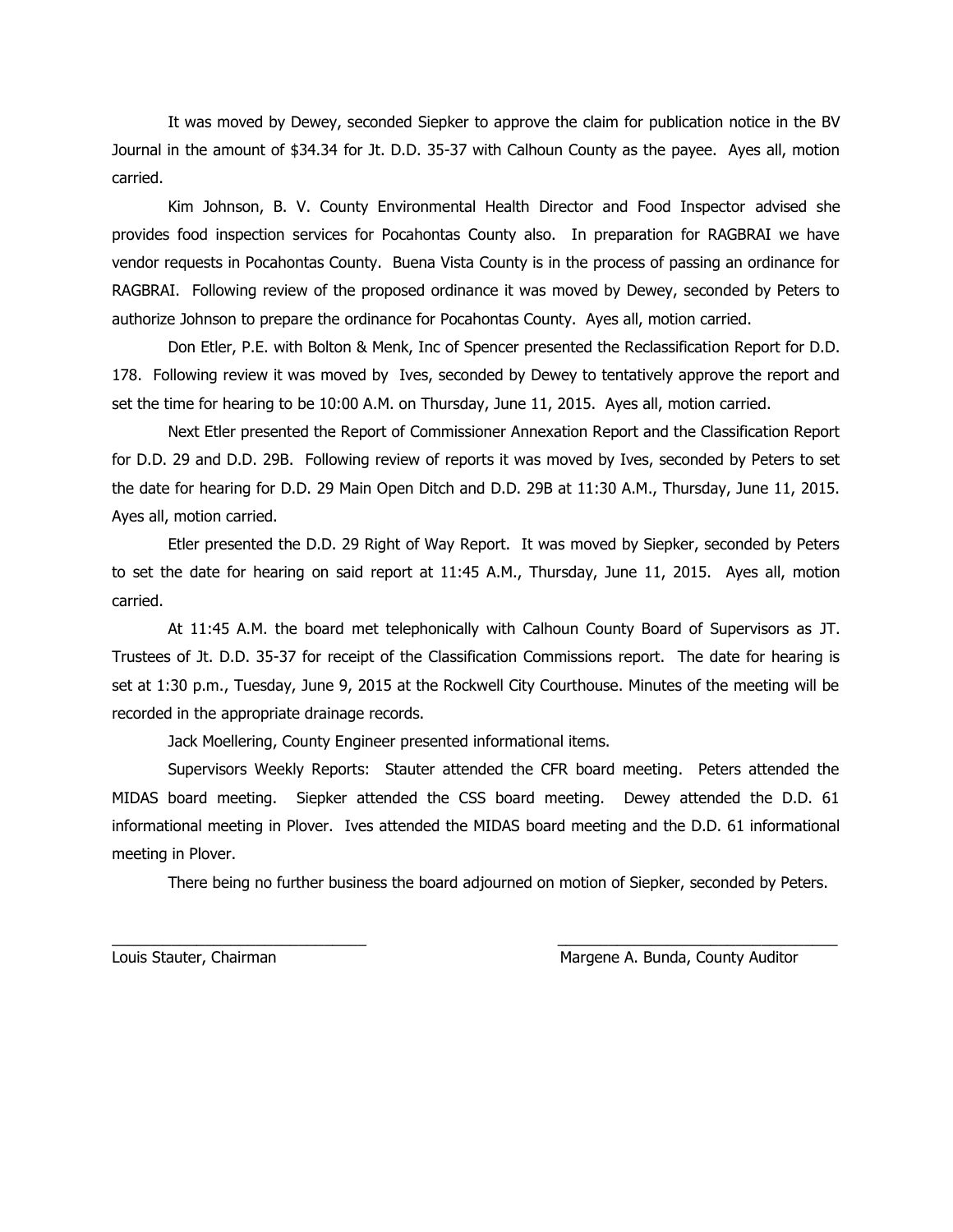It was moved by Dewey, seconded Siepker to approve the claim for publication notice in the BV Journal in the amount of $34.34 for Jt. D.D. 35-37 with Calhoun County as the payee. Ayes all, motion carried.

Kim Johnson, B. V. County Environmental Health Director and Food Inspector advised she provides food inspection services for Pocahontas County also. In preparation for RAGBRAI we have vendor requests in Pocahontas County. Buena Vista County is in the process of passing an ordinance for RAGBRAI. Following review of the proposed ordinance it was moved by Dewey, seconded by Peters to authorize Johnson to prepare the ordinance for Pocahontas County. Ayes all, motion carried.

Don Etler, P.E. with Bolton & Menk, Inc of Spencer presented the Reclassification Report for D.D. 178. Following review it was moved by Ives, seconded by Dewey to tentatively approve the report and set the time for hearing to be 10:00 A.M. on Thursday, June 11, 2015. Ayes all, motion carried.

Next Etler presented the Report of Commissioner Annexation Report and the Classification Report for D.D. 29 and D.D. 29B. Following review of reports it was moved by Ives, seconded by Peters to set the date for hearing for D.D. 29 Main Open Ditch and D.D. 29B at 11:30 A.M., Thursday, June 11, 2015. Ayes all, motion carried.

Etler presented the D.D. 29 Right of Way Report. It was moved by Siepker, seconded by Peters to set the date for hearing on said report at 11:45 A.M., Thursday, June 11, 2015. Ayes all, motion carried.

At 11:45 A.M. the board met telephonically with Calhoun County Board of Supervisors as JT. Trustees of Jt. D.D. 35-37 for receipt of the Classification Commissions report. The date for hearing is set at 1:30 p.m., Tuesday, June 9, 2015 at the Rockwell City Courthouse. Minutes of the meeting will be recorded in the appropriate drainage records.

Jack Moellering, County Engineer presented informational items.

Supervisors Weekly Reports: Stauter attended the CFR board meeting. Peters attended the MIDAS board meeting. Siepker attended the CSS board meeting. Dewey attended the D.D. 61 informational meeting in Plover. Ives attended the MIDAS board meeting and the D.D. 61 informational meeting in Plover.

There being no further business the board adjourned on motion of Siepker, seconded by Peters.

\_\_\_\_\_\_\_\_\_\_\_\_\_\_\_\_\_\_\_\_\_\_\_\_\_\_\_\_\_\_
Louis Stauter, Chairman

\_\_\_\_\_\_\_\_\_\_\_\_\_\_\_\_\_\_\_\_\_\_\_\_\_\_\_\_\_\_
Margene A. Bunda, County Auditor